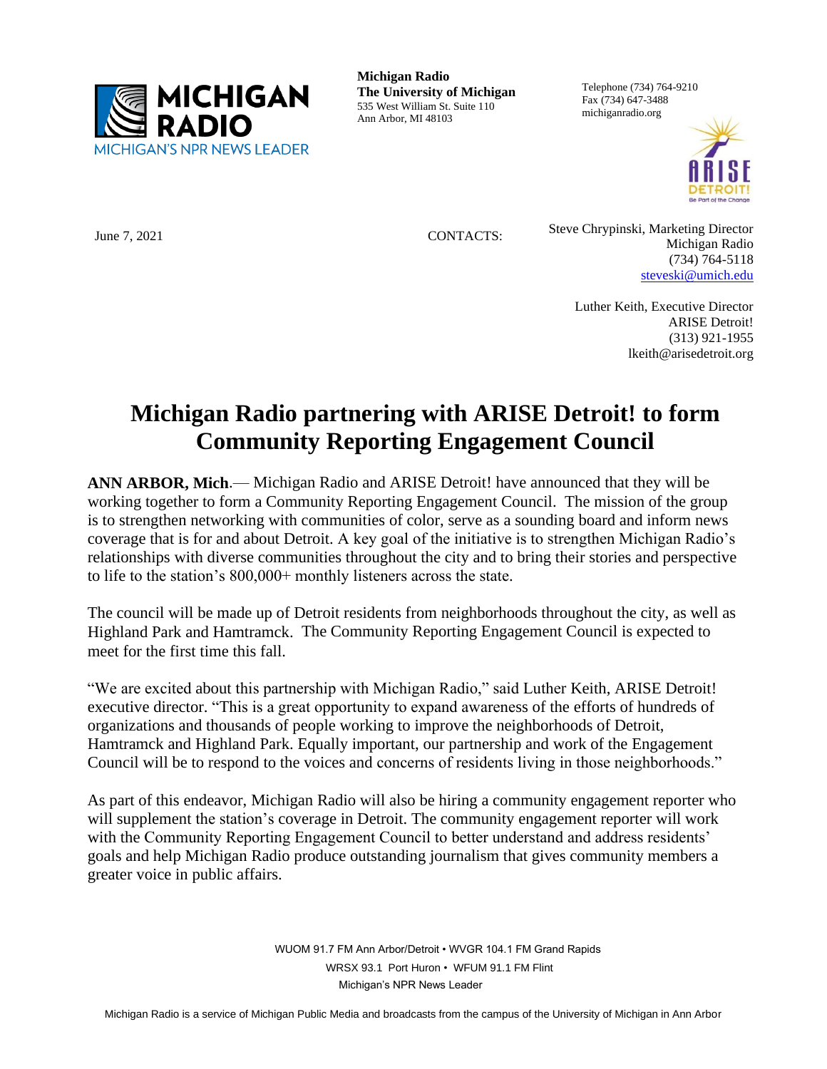**Michigan Radio**
**The University of Michigan**
535 West William St. Suite 110
Ann Arbor, MI 48103

Telephone (734) 764-9210
Fax (734) 647-3488
michiganradio.org

June 7, 2021

CONTACTS:

Steve Chrypinski, Marketing Director
Michigan Radio
(734) 764-5118
steveski@umich.edu

Luther Keith, Executive Director
ARISE Detroit!
(313) 921-1955
lkeith@arisedetroit.org

# Michigan Radio partnering with ARISE Detroit! to form Community Reporting Engagement Council

**ANN ARBOR, Mich**.— Michigan Radio and ARISE Detroit! have announced that they will be working together to form a Community Reporting Engagement Council. The mission of the group is to strengthen networking with communities of color, serve as a sounding board and inform news coverage that is for and about Detroit. A key goal of the initiative is to strengthen Michigan Radio's relationships with diverse communities throughout the city and to bring their stories and perspective to life to the station's 800,000+ monthly listeners across the state.

The council will be made up of Detroit residents from neighborhoods throughout the city, as well as Highland Park and Hamtramck. The Community Reporting Engagement Council is expected to meet for the first time this fall.

"We are excited about this partnership with Michigan Radio," said Luther Keith, ARISE Detroit! executive director. "This is a great opportunity to expand awareness of the efforts of hundreds of organizations and thousands of people working to improve the neighborhoods of Detroit, Hamtramck and Highland Park. Equally important, our partnership and work of the Engagement Council will be to respond to the voices and concerns of residents living in those neighborhoods."

As part of this endeavor, Michigan Radio will also be hiring a community engagement reporter who will supplement the station's coverage in Detroit. The community engagement reporter will work with the Community Reporting Engagement Council to better understand and address residents' goals and help Michigan Radio produce outstanding journalism that gives community members a greater voice in public affairs.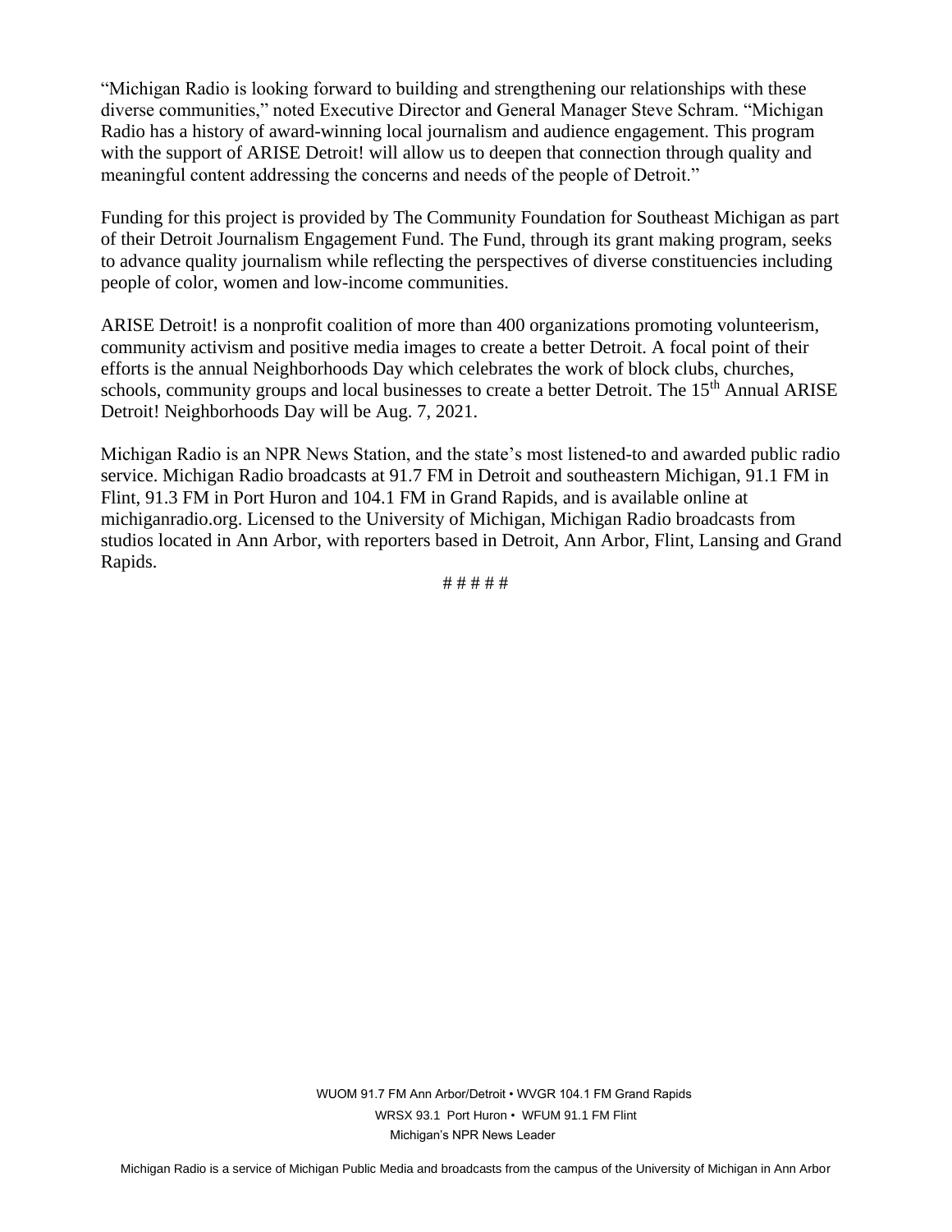"Michigan Radio is looking forward to building and strengthening our relationships with these diverse communities," noted Executive Director and General Manager Steve Schram. "Michigan Radio has a history of award-winning local journalism and audience engagement. This program with the support of ARISE Detroit! will allow us to deepen that connection through quality and meaningful content addressing the concerns and needs of the people of Detroit."

Funding for this project is provided by The Community Foundation for Southeast Michigan as part of their Detroit Journalism Engagement Fund. The Fund, through its grant making program, seeks to advance quality journalism while reflecting the perspectives of diverse constituencies including people of color, women and low-income communities.

ARISE Detroit! is a nonprofit coalition of more than 400 organizations promoting volunteerism, community activism and positive media images to create a better Detroit. A focal point of their efforts is the annual Neighborhoods Day which celebrates the work of block clubs, churches, schools, community groups and local businesses to create a better Detroit. The 15th Annual ARISE Detroit! Neighborhoods Day will be Aug. 7, 2021.

Michigan Radio is an NPR News Station, and the state's most listened-to and awarded public radio service. Michigan Radio broadcasts at 91.7 FM in Detroit and southeastern Michigan, 91.1 FM in Flint, 91.3 FM in Port Huron and 104.1 FM in Grand Rapids, and is available online at michiganradio.org. Licensed to the University of Michigan, Michigan Radio broadcasts from studios located in Ann Arbor, with reporters based in Detroit, Ann Arbor, Flint, Lansing and Grand Rapids.

# # # # #

WUOM 91.7 FM Ann Arbor/Detroit • WVGR 104.1 FM Grand Rapids
WRSX 93.1 Port Huron • WFUM 91.1 FM Flint
Michigan's NPR News Leader

Michigan Radio is a service of Michigan Public Media and broadcasts from the campus of the University of Michigan in Ann Arbor